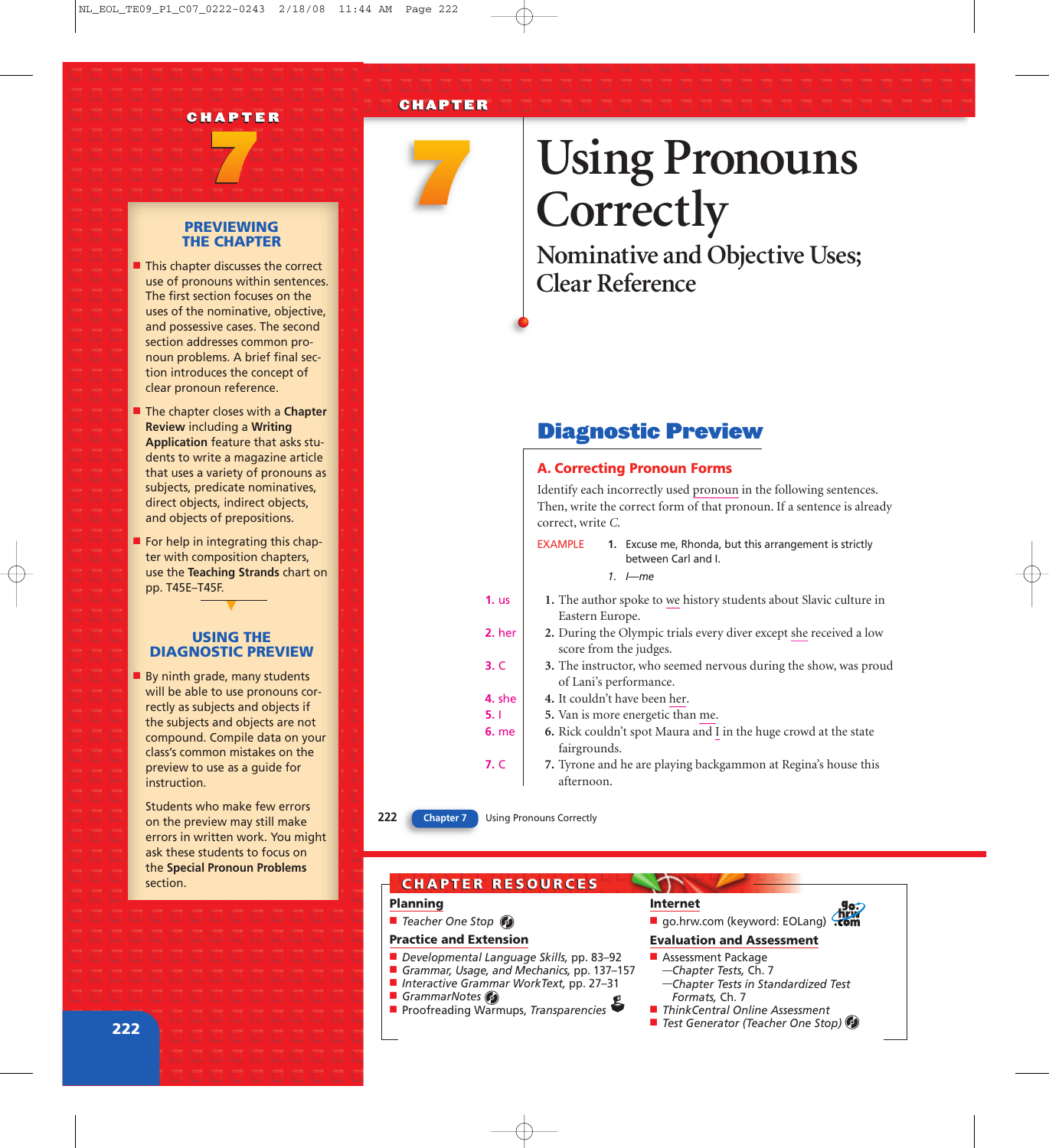CHAPTER 7

## PREVIEWING THE CHAPTER

- This chapter discusses the correct use of pronouns within sentences. The first section focuses on the uses of the nominative, objective, and possessive cases. The second section addresses common pronoun problems. A brief final section introduces the concept of clear pronoun reference.
- The chapter closes with a **Chapter Review** including a **Writing Application** feature that asks students to write a magazine article that uses a variety of pronouns as subjects, predicate nominatives, direct objects, indirect objects, and objects of prepositions.
- For help in integrating this chapter with composition chapters, use the **Teaching Strands** chart on pp. T45E–T45F.

## USING THE DIAGNOSTIC PREVIEW

- By ninth grade, many students will be able to use pronouns correctly as subjects and objects if the subjects and objects are not compound. Compile data on your class's common mistakes on the preview to use as a guide for instruction.

  Students who make few errors on the preview may still make errors in written work. You might ask these students to focus on the **Special Pronoun Problems** section.

CHAPTER 7

# Using Pronouns Correctly

## Nominative and Objective Uses; Clear Reference

## Diagnostic Preview

### A. Correcting Pronoun Forms

Identify each incorrectly used pronoun in the following sentences. Then, write the correct form of that pronoun. If a sentence is already correct, write *C.*

EXAMPLE 1. Excuse me, Rhonda, but this arrangement is strictly between Carl and I.

*1. I—me*

1. The author spoke to we history students about Slavic culture in Eastern Europe. **1. us**
2. During the Olympic trials every diver except she received a low score from the judges. **2. her**
3. The instructor, who seemed nervous during the show, was proud of Lani's performance. **3. C**
4. It couldn't have been her. **4. she**
5. Van is more energetic than me. **5. I**
6. Rick couldn't spot Maura and I in the huge crowd at the state fairgrounds. **6. me**
7. Tyrone and he are playing backgammon at Regina's house this afternoon. **7. C**

## CHAPTER RESOURCES

**Planning**

- *Teacher One Stop*

**Practice and Extension**

- *Developmental Language Skills,* pp. 83–92
- *Grammar, Usage, and Mechanics,* pp. 137–157
- *Interactive Grammar WorkText,* pp. 27–31
- *GrammarNotes*
- Proofreading Warmups, *Transparencies*

**Internet**

- go.hrw.com (keyword: EOLang)

**Evaluation and Assessment**

- Assessment Package
  —*Chapter Tests,* Ch. 7
  —*Chapter Tests in Standardized Test Formats,* Ch. 7
- *ThinkCentral Online Assessment*
- *Test Generator (Teacher One Stop)*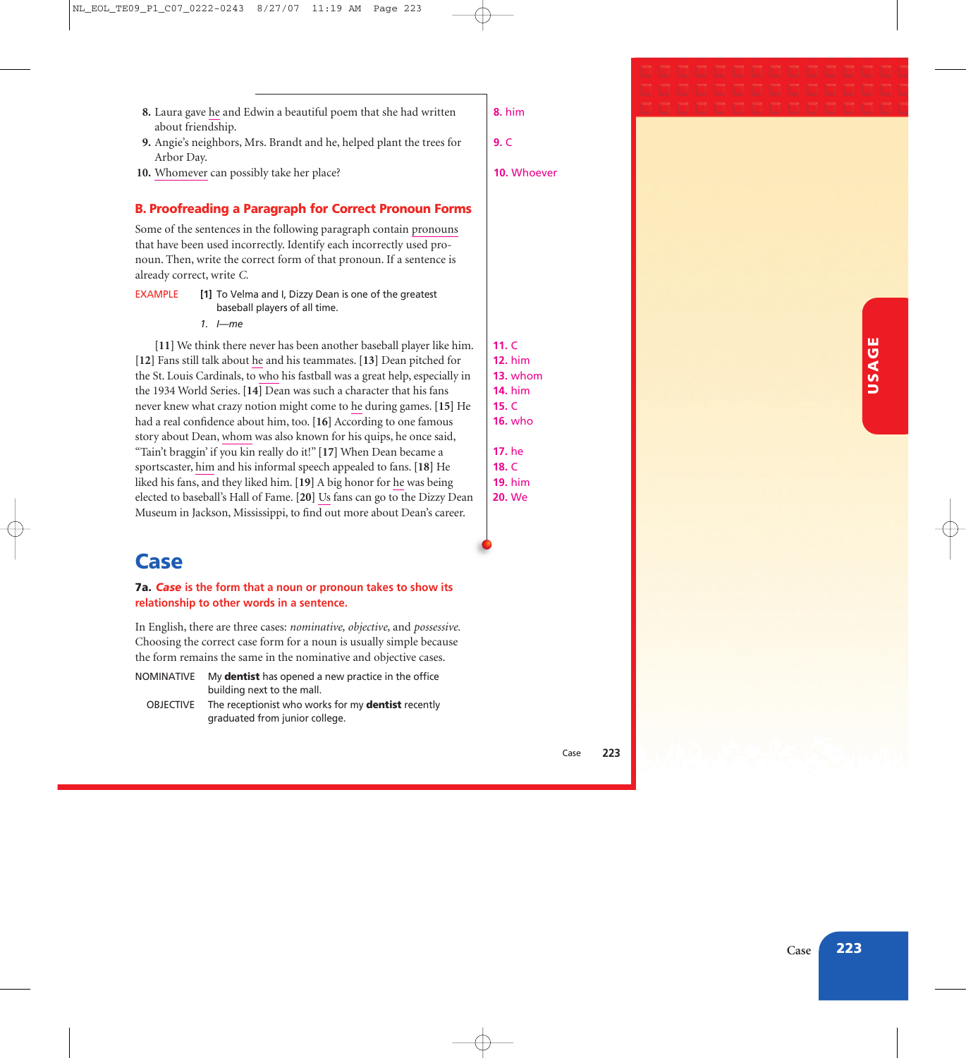8. Laura gave <u>he</u> and Edwin a beautiful poem that she had written about friendship.
9. Angie's neighbors, Mrs. Brandt and he, helped plant the trees for Arbor Day.
10. <u>Whomever</u> can possibly take her place?

8. him
9. C
10. Whoever

## B. Proofreading a Paragraph for Correct Pronoun Forms

Some of the sentences in the following paragraph contain <u>pronouns</u> that have been used incorrectly. Identify each incorrectly used pronoun. Then, write the correct form of that pronoun. If a sentence is already correct, write *C.*

EXAMPLE [1] To Velma and I, Dizzy Dean is one of the greatest baseball players of all time.
*1. I—me*

[11] We think there never has been another baseball player like him. [12] Fans still talk about <u>he</u> and his teammates. [13] Dean pitched for the St. Louis Cardinals, to <u>who</u> his fastball was a great help, especially in the 1934 World Series. [14] Dean was such a character that his fans never knew what crazy notion might come to <u>he</u> during games. [15] He had a real confidence about him, too. [16] According to one famous story about Dean, <u>whom</u> was also known for his quips, he once said, "Tain't braggin' if you kin really do it!" [17] When Dean became a sportscaster, <u>him</u> and his informal speech appealed to fans. [18] He liked his fans, and they liked him. [19] A big honor for <u>he</u> was being elected to baseball's Hall of Fame. [20] <u>Us</u> fans can go to the Dizzy Dean Museum in Jackson, Mississippi, to find out more about Dean's career.

11. C
12. him
13. whom
14. him
15. C
16. who
17. he
18. C
19. him
20. We

# Case

**7a. *Case* is the form that a noun or pronoun takes to show its relationship to other words in a sentence.**

In English, there are three cases: *nominative, objective,* and *possessive.* Choosing the correct case form for a noun is usually simple because the form remains the same in the nominative and objective cases.

NOMINATIVE My **dentist** has opened a new practice in the office building next to the mall.

OBJECTIVE The receptionist who works for my **dentist** recently graduated from junior college.

USAGE